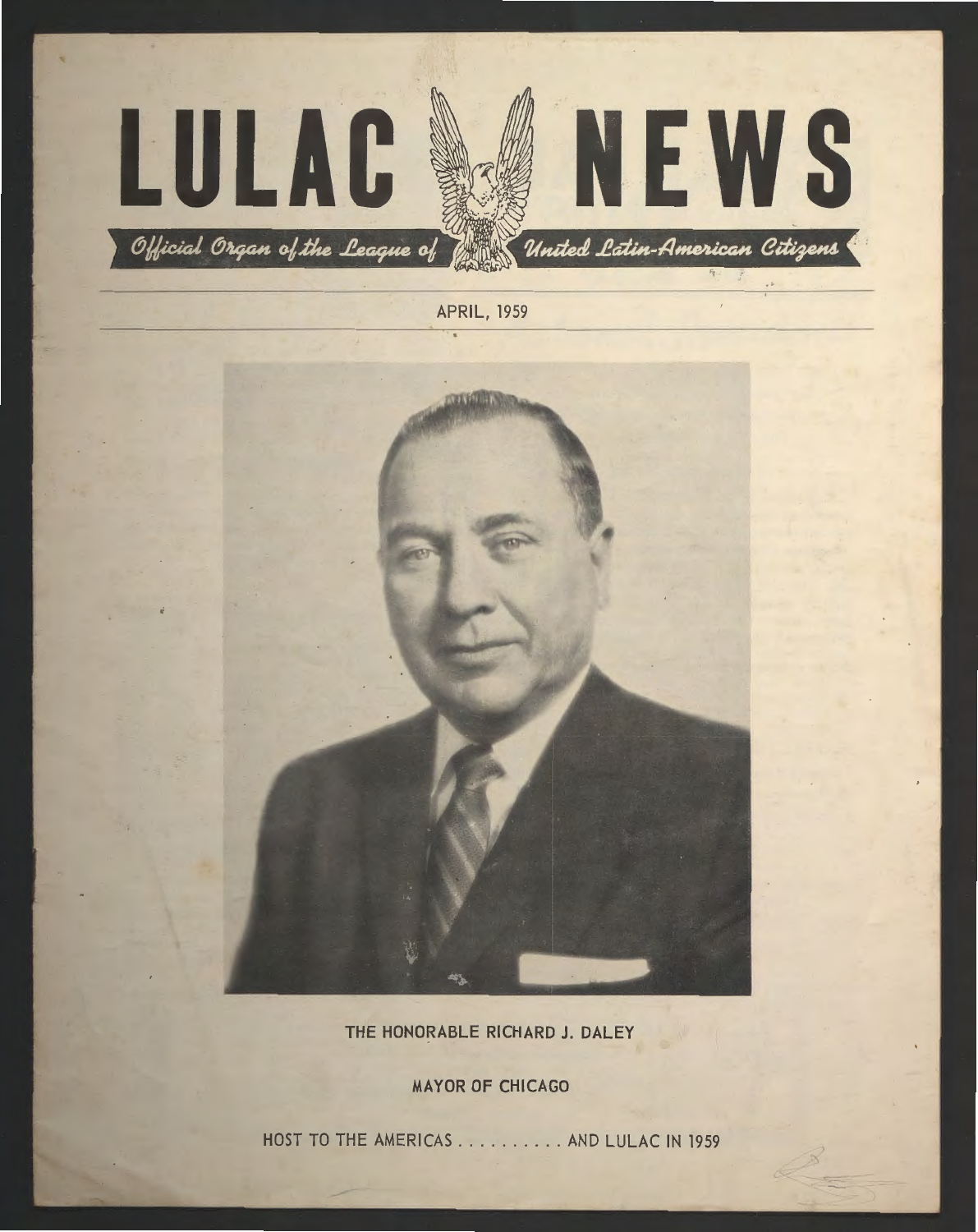# LULAC NEWS

*Official Organ of the League of United Latin-American Citizens*

APRIL, 1959

THE HONORABLE RICHARD J. DALEY

MAYOR OF CHICAGO

HOST TO THE AMERICAS . . . . . . . . . . AND LULAC IN 1959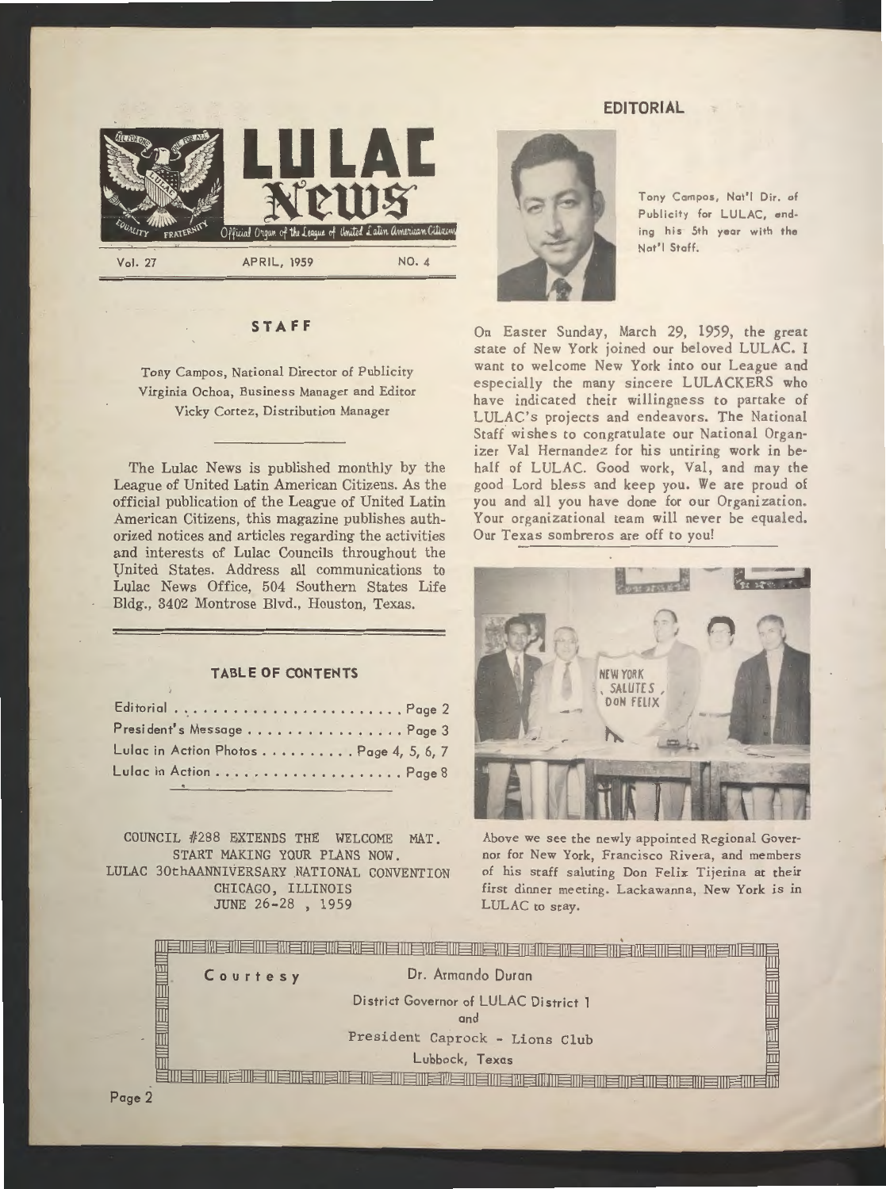# LULAC News

Official Organ of the League of United Latin American Citizens

Vol. 27 | APRIL, 1959 | NO. 4

## STAFF

Tony Campos, National Director of Publicity
Virginia Ochoa, Business Manager and Editor
Vicky Cortez, Distribution Manager

The Lulac News is published monthly by the League of United Latin American Citizens. As the official publication of the League of United Latin American Citizens, this magazine publishes authorized notices and articles regarding the activities and interests of Lulac Councils throughout the United States. Address all communications to Lulac News Office, 504 Southern States Life Bldg., 3402 Montrose Blvd., Houston, Texas.

### TABLE OF CONTENTS

| | |
|---|---|
| Editorial | Page 2 |
| President's Message | Page 3 |
| Lulac in Action Photos | Page 4, 5, 6, 7 |
| Lulac in Action | Page 8 |

COUNCIL #288 EXTENDS THE WELCOME MAT.
START MAKING YOUR PLANS NOW.
LULAC 30thAANNIVERSARY NATIONAL CONVENTION
CHICAGO, ILLINOIS
JUNE 26-28 , 1959

## EDITORIAL

Tony Campos, Nat'l Dir. of Publicity for LULAC, ending his 5th year with the Nat'l Staff.

On Easter Sunday, March 29, 1959, the great state of New York joined our beloved LULAC. I want to welcome New York into our League and especially the many sincere LULACKERS who have indicated their willingness to partake of LULAC's projects and endeavors. The National Staff wishes to congratulate our National Organizer Val Hernandez for his untiring work in behalf of LULAC. Good work, Val, and may the good Lord bless and keep you. We are proud of you and all you have done for our Organization. Your organizational team will never be equaled. Our Texas sombreros are off to you!

Above we see the newly appointed Regional Governor for New York, Francisco Rivera, and members of his staff saluting Don Felix Tijerina at their first dinner meeting. Lackawanna, New York is in LULAC to stay.

Courtesy Dr. Armando Duran
District Governor of LULAC District 1
and
President Caprock - Lions Club
Lubbock, Texas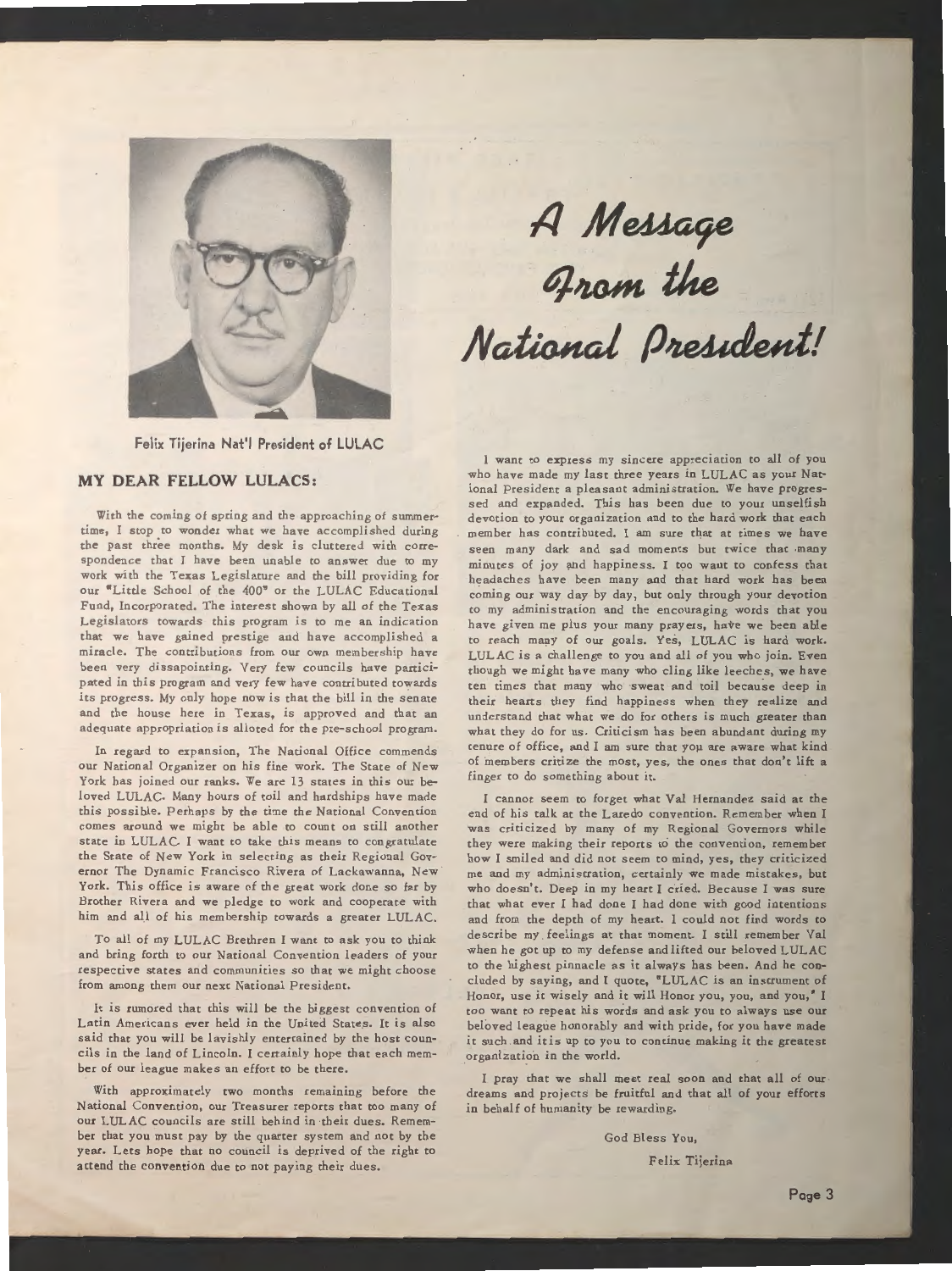# A Message From the National President!

Felix Tijerina Nat'l President of LULAC

## MY DEAR FELLOW LULACS:

With the coming of spring and the approaching of summertime, I stop to wonder what we have accomplished during the past three months. My desk is cluttered with correspondence that I have been unable to answer due to my work with the Texas Legislature and the bill providing for our "Little School of the 400" or the LULAC Educational Fund, Incorporated. The interest shown by all of the Texas Legislators towards this program is to me an indication that we have gained prestige and have accomplished a miracle. The contributions from our own membership have been very dissapointing. Very few councils have participated in this program and very few have contributed towards its progress. My only hope now is that the bill in the senate and the house here in Texas, is approved and that an adequate appropriation is alloted for the pre-school program.

In regard to expansion, The National Office commends our National Organizer on his fine work. The State of New York has joined our ranks. We are 13 states in this our beloved LULAC. Many hours of toil and hardships have made this possible. Perhaps by the time the National Convention comes around we might be able to count on still another state in LULAC. I want to take this means to congratulate the State of New York in selecting as their Regional Governor The Dynamic Francisco Rivera of Lackawanna, New York. This office is aware of the great work done so far by Brother Rivera and we pledge to work and cooperate with him and all of his membership towards a greater LULAC.

To all of my LULAC Brethren I want to ask you to think and bring forth to our National Convention leaders of your respective states and communities so that we might choose from among them our next National President.

It is rumored that this will be the biggest convention of Latin Americans ever held in the United States. It is also said that you will be lavishly entertained by the host councils in the land of Lincoln. I certainly hope that each member of our league makes an effort to be there.

With approximately two months remaining before the National Convention, our Treasurer reports that too many of our LULAC councils are still behind in their dues. Remember that you must pay by the quarter system and not by the year. Lets hope that no council is deprived of the right to attend the convention due to not paying their dues.

I want to express my sincere appreciation to all of you who have made my last three years in LULAC as your National President a pleasant administration. We have progressed and expanded. This has been due to your unselfish devotion to your organization and to the hard work that each member has contributed. I am sure that at times we have seen many dark and sad moments but twice that many minutes of joy and happiness. I too want to confess that headaches have been many and that hard work has been coming our way day by day, but only through your devotion to my administration and the encouraging words that you have given me plus your many prayers, have we been able to reach many of our goals. Yes, LULAC is hard work. LULAC is a challenge to you and all of you who join. Even though we might have many who cling like leeches, we have ten times that many who sweat and toil because deep in their hearts they find happiness when they realize and understand that what we do for others is much greater than what they do for us. Criticism has been abundant during my tenure of office, and I am sure that you are aware what kind of members critize the most, yes, the ones that don't lift a finger to do something about it.

I cannot seem to forget what Val Hernandez said at the end of his talk at the Laredo convention. Remember when I was criticized by many of my Regional Governors while they were making their reports to the convention, remember how I smiled and did not seem to mind, yes, they criticized me and my administration, certainly we made mistakes, but who doesn't. Deep in my heart I cried. Because I was sure that what ever I had done I had done with good intentions and from the depth of my heart. I could not find words to describe my feelings at that moment. I still remember Val when he got up to my defense and lifted our beloved LULAC to the highest pinnacle as it always has been. And he concluded by saying, and I quote, "LULAC is an instrument of Honor, use it wisely and it will Honor you, you, and you," I too want to repeat his words and ask you to always use our beloved league honorably and with pride, for you have made it such and it is up to you to continue making it the greatest organization in the world.

I pray that we shall meet real soon and that all of our dreams and projects be fruitful and that all of your efforts in behalf of humanity be rewarding.

God Bless You,

Felix Tijerina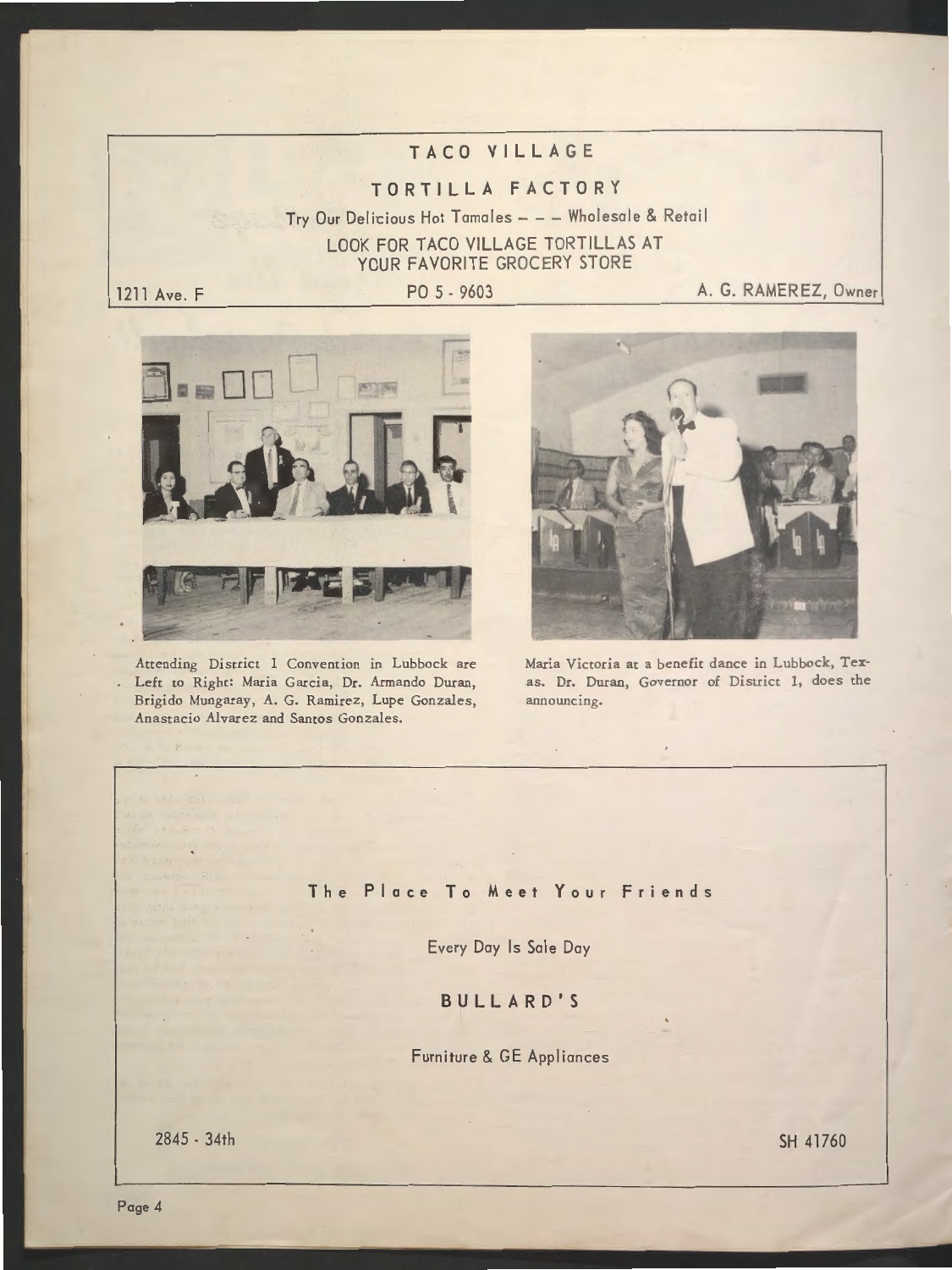## TACO VILLAGE

### TORTILLA FACTORY

Try Our Delicious Hot Tamales – – – Wholesale & Retail

LOOK FOR TACO VILLAGE TORTILLAS AT YOUR FAVORITE GROCERY STORE

1211 Ave. F — PO 5 - 9603 — A. G. RAMEREZ, Owner

Attending District 1 Convention in Lubbock are Left to Right: Maria Garcia, Dr. Armando Duran, Brigido Mungaray, A. G. Ramirez, Lupe Gonzales, Anastacio Alvarez and Santos Gonzales.

Maria Victoria at a benefit dance in Lubbock, Texas. Dr. Duran, Governor of District 1, does the announcing.

The Place To Meet Your Friends

Every Day Is Sale Day

## BULLARD'S

Furniture & GE Appliances

2845 - 34th — SH 41760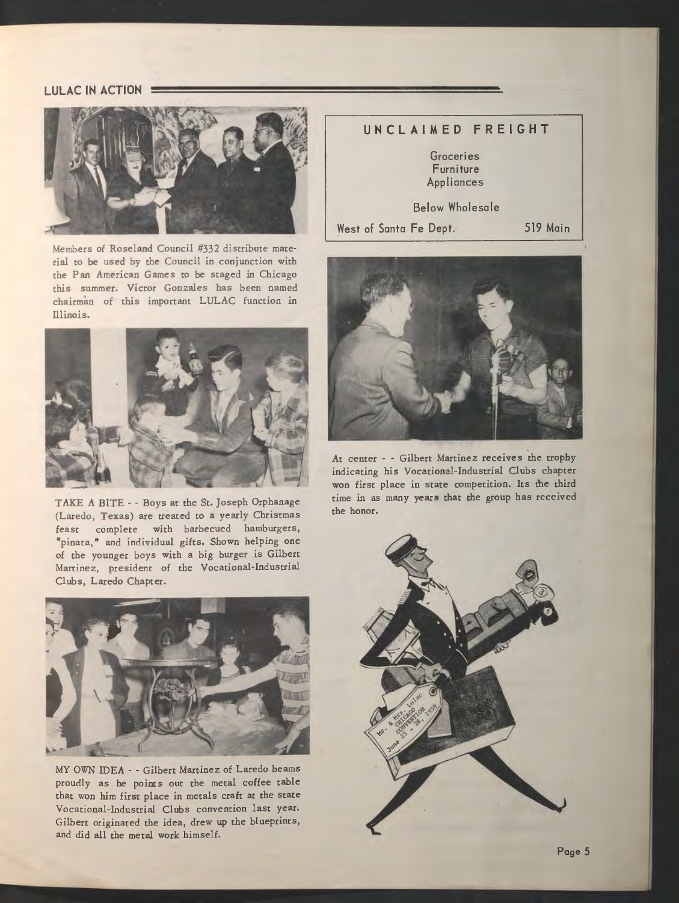## LULAC IN ACTION

Members of Roseland Council #332 distribute material to be used by the Council in conjunction with the Pan American Games to be staged in Chicago this summer. Victor Gonzales has been named chairman of this important LULAC function in Illinois.

TAKE A BITE - - Boys at the St. Joseph Orphanage (Laredo, Texas) are treated to a yearly Christmas feast complete with barbecued hamburgers, "pinata," and individual gifts. Shown helping one of the younger boys with a big burger is Gilbert Martinez, president of the Vocational-Industrial Clubs, Laredo Chapter.

MY OWN IDEA - - Gilbert Martinez of Laredo beams proudly as he points out the metal coffee table that won him first place in metals craft at the state Vocational-Industrial Clubs convention last year. Gilbert originated the idea, drew up the blueprints, and did all the metal work himself.

**UNCLAIMED FREIGHT**

Groceries
Furniture
Appliances

Below Wholesale

West of Santa Fe Dept. 519 Main

At center - - Gilbert Martinez receives the trophy indicating his Vocational-Industrial Clubs chapter won first place in state competition. Its the third time in as many years that the group has received the honor.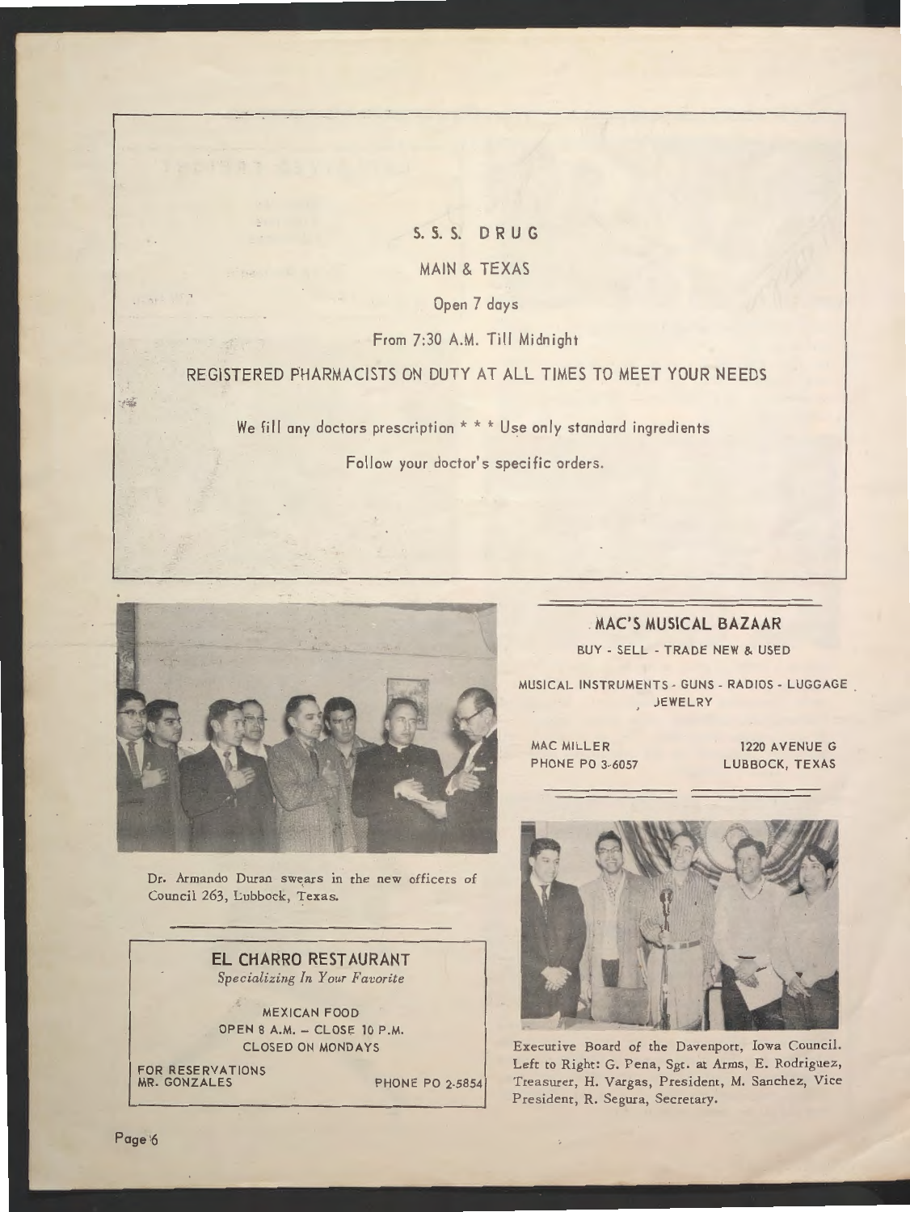## S. S. S. DRUG

MAIN & TEXAS

Open 7 days

From 7:30 A.M. Till Midnight

REGISTERED PHARMACISTS ON DUTY AT ALL TIMES TO MEET YOUR NEEDS

We fill any doctors prescription * * * Use only standard ingredients

Follow your doctor's specific orders.

Dr. Armando Duran swears in the new officers of Council 263, Lubbock, Texas.

## EL CHARRO RESTAURANT

*Specializing In Your Favorite*

MEXICAN FOOD
OPEN 8 A.M. – CLOSE 10 P.M.
CLOSED ON MONDAYS

FOR RESERVATIONS
MR. GONZALES

PHONE PO 2-5854

## MAC'S MUSICAL BAZAAR

BUY - SELL - TRADE NEW & USED

MUSICAL INSTRUMENTS - GUNS - RADIOS - LUGGAGE JEWELRY

MAC MILLER
PHONE PO 3-6057

1220 AVENUE G
LUBBOCK, TEXAS

Executive Board of the Davenport, Iowa Council. Left to Right: G. Pena, Sgt. at Arms, E. Rodriguez, Treasurer, H. Vargas, President, M. Sanchez, Vice President, R. Segura, Secretary.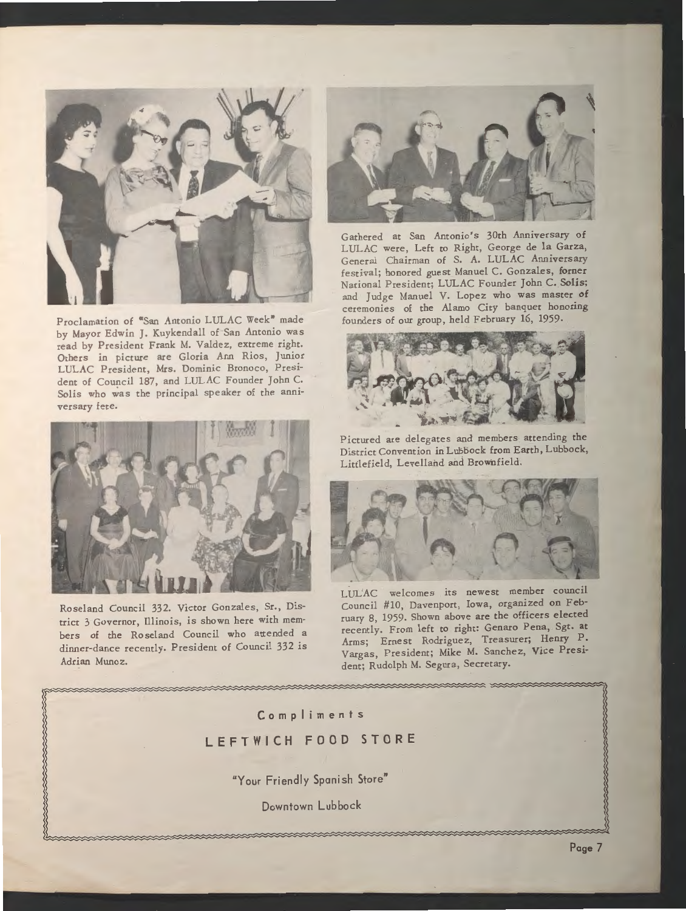Proclamation of "San Antonio LULAC Week" made by Mayor Edwin J. Kuykendall of San Antonio was read by President Frank M. Valdez, extreme right. Others in picture are Gloria Ann Rios, Junior LULAC President, Mrs. Dominic Bronoco, President of Council 187, and LULAC Founder John C. Solis who was the principal speaker of the anniversary fete.

Gathered at San Antonio's 30th Anniversary of LULAC were, Left to Right, George de la Garza, General Chairman of S. A. LULAC Anniversary festival; honored guest Manuel C. Gonzales, forner National President; LULAC Founder John C. Solis; and Judge Manuel V. Lopez who was master of ceremonies of the Alamo City banquet honoring founders of our group, held February 16, 1959.

Pictured are delegates and members attending the District Convention in Lubbock from Earth, Lubbock, Littlefield, Levelland and Brownfield.

Roseland Council 332. Victor Gonzales, Sr., District 3 Governor, Illinois, is shown here with members of the Roseland Council who attended a dinner-dance recently. President of Council 332 is Adrian Munoz.

LULAC welcomes its newest member council Council #10, Davenport, Iowa, organized on February 8, 1959. Shown above are the officers elected recently. From left to right: Genaro Pena, Sgt. at Arms; Ernest Rodriguez, Treasurer; Henry P. Vargas, President; Mike M. Sanchez, Vice President; Rudolph M. Segura, Secretary.

Compliments

**LEFTWICH FOOD STORE**

"Your Friendly Spanish Store"

Downtown Lubbock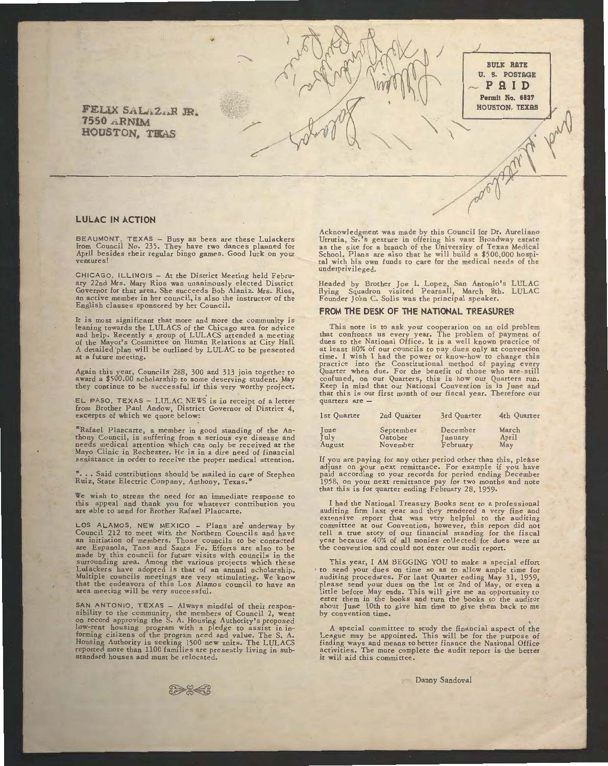FELIX SALAZAR JR.
7550 ARNIM
HOUSTON, TEXAS

BULK RATE
U. S. POSTAGE
PAID
Permit No. 6837
HOUSTON, TEXAS

## LULAC IN ACTION

BEAUMONT, TEXAS – Busy as bees are these Lulackers from Council No. 235. They have two dances planned for April besides their regular bingo games. Good luck on your ventures!

CHICAGO, ILLINOIS – At the District Meeting held February 22nd Mrs. Mary Rios was unanimously elected District Governor for that area. She succeeds Bob Alaniz. Mrs. Rios, an active member in her council, is also the instructor of the English classes sponsored by her Council.

It is most significant that more and more the community is leaning towards the LULACS of the Chicago area for advice and help. Recently a group of LULACS attended a meeting of the Mayor's Committee on Human Relations at City Hall. A detailed plan will be outlined by LULAC to be presented at a future meeting.

Again this year, Councils 288, 300 and 313 join together to award a $500.00 scholarship to some deserving student. May they continue to be successful in this very worthy project.

EL PASO, TEXAS – LULAC NEWS is in receipt of a letter from Brother Paul Andow, District Governor of District 4, excerpts of which we quote below:

"Rafael Plancarte, a member in good standing of the Anthony Council, is suffering from a serious eye disease and needs medical attention which can only be received at the Mayo Clinic in Rochester. He is in a dire need of financial assistance in order to receive the proper medical attention.

". . . Said contributions should be mailed in care of Stephen Ruiz, State Electric Company, Anthony, Texas."

We wish to stress the need for an immediate response to this appeal and thank you for whatever contribution you are able to send for Brother Rafael Plancarte.

LOS ALAMOS, NEW MEXICO – Plans are underway by Council 212 to meet with the Northern Councils and have an initiation of members. Those councils to be contacted are Espanola, Taos and Santa Fe. Efforts are also to be made by this council for future visits with councils in the surrounding area. Among the various projects which these Lulackers have adopted is that of an annual scholarship. Multiple councils meetings are very stimulating. We know that the endeavors of this Los Alamos council to have an area meeting will be very successful.

SAN ANTONIO, TEXAS – Always mindful of their responsibility to the community, the members of Council 2, went on record approving the S. A. Housing Authority's proposed low-rent housing program with a pledge to assist in informing citizens of the program need and value. The S. A. Housing Authority is seeking 1500 new units. The LULACS reported more than 1100 families are presently living in substandard houses and must be relocated.

Acknowledgment was made by this Council for Dr. Aureliano Urrutia, Sr.'s gesture in offering his vast Broadway estate as the site for a branch of the University of Texas Medical School. Plans are also that he will build a $500,000 hospital with his own funds to care for the medical needs of the underprivileged.

Headed by Brother Joe I. Lopez, San Antonio's LULAC flying Squadron visited Pearsall, March 8th. LULAC Founder John C. Solis was the principal speaker.

## FROM THE DESK OF THE NATIONAL TREASURER

This note is to ask your cooperation on an old problem that confronts us every year. The problem of payment of dues to the National Office. It is a well known practice of at least 80% of our councils to pay dues only at convention time. I wish I had the power or know-how to change this practice into the Constitutional method of paying every Quarter when due. For the benefit of those who are still confused, on our Quarters, this is how our Quarters run. Keep in mind that our National Convention is in June and that this is our first month of our fiscal year. Therefore our quarters are —

| 1st Quarter | 2nd Quarter | 3rd Quarter | 4th Quarter |
|---|---|---|---|
| June | September | December | March |
| July | October | January | April |
| August | November | February | May |

If you are paying for any other period other than this, please adjust on your next remittance. For example if you have paid according to your records for period ending December 1958, on your next remittance pay for two months and note that this is for quarter ending February 28, 1959.

I had the National Treasury Books sent to a professional auditing firm last year and they rendered a very fine and extensive report that was very helpful to the auditing committee at our Convention, however, this report did not tell a true story of our financial standing for the fiscal year because 40% of all monies collected for dues were at the convention and could not enter our audit report.

This year, I AM BEGGING YOU to make a special effort to send your dues on time so as to allow ample time for auditing procedures. For last Quarter ending May 31, 1959, please send your dues on the 1st or 2nd of May, or even a little before May ends. This will give me an opportunity to enter them in the books and turn the books to the auditor about June 10th to give him time to give them back to me by convention time.

A special committee to study the financial aspect of the League may be appointed. This will be for the purpose of finding ways and means to better finance the National Office activities. The more complete the audit report is the better it will aid this committee.

Danny Sandoval